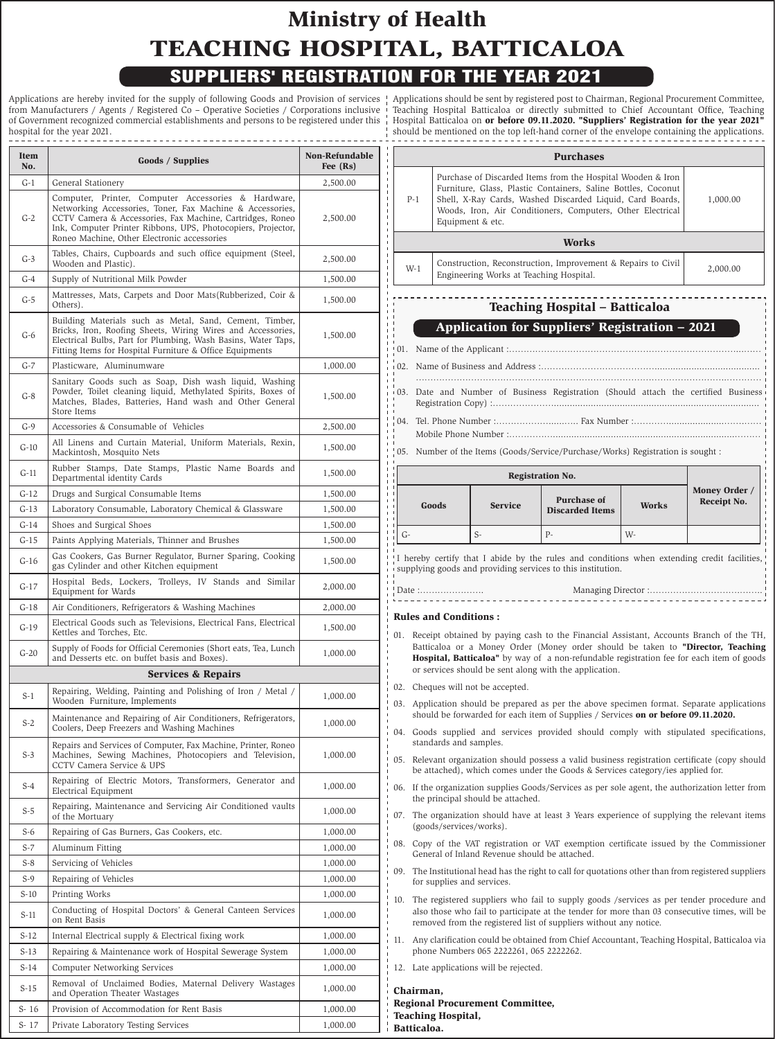# Ministry of Health

# TEACHING HOSPITAL, BATTICALOA

## SUPPLIERS' REGISTRATION FOR THE YEAR 2021

Applications are hereby invited for the supply of following Goods and Provision of services from Manufacturers / Agents / Registered Co – Operative Societies / Corporations inclusive of Government recognized commercial establishments and persons to be registered under this hospital for the year 2021.

Applications should be sent by registered post to Chairman, Regional Procurement Committee, Teaching Hospital Batticaloa or directly submitted to Chief Accountant Office, Teaching Hospital Batticaloa on **or before 09.11.2020. "Suppliers' Registration for the year 2021"** should be mentioned on the top left-hand corner of the envelope containing the applications.

| Item No. | Goods / Supplies | Non-Refundable Fee (Rs) |
|---|---|---|
| G-1 | General Stationery | 2,500.00 |
| G-2 | Computer, Printer, Computer Accessories & Hardware, Networking Accessories, Toner, Fax Machine & Accessories, CCTV Camera & Accessories, Fax Machine, Cartridges, Roneo Ink, Computer Printer Ribbons, UPS, Photocopiers, Projector, Roneo Machine, Other Electronic accessories | 2,500.00 |
| G-3 | Tables, Chairs, Cupboards and such office equipment (Steel, Wooden and Plastic). | 2,500.00 |
| G-4 | Supply of Nutritional Milk Powder | 1,500.00 |
| G-5 | Mattresses, Mats, Carpets and Door Mats(Rubberized, Coir & Others). | 1,500.00 |
| G-6 | Building Materials such as Metal, Sand, Cement, Timber, Bricks, Iron, Roofing Sheets, Wiring Wires and Accessories, Electrical Bulbs, Part for Plumbing, Wash Basins, Water Taps, Fitting Items for Hospital Furniture & Office Equipments | 1,500.00 |
| G-7 | Plasticware, Aluminumware | 1,000.00 |
| G-8 | Sanitary Goods such as Soap, Dish wash liquid, Washing Powder, Toilet cleaning liquid, Methylated Spirits, Boxes of Matches, Blades, Batteries, Hand wash and Other General Store Items | 1,500.00 |
| G-9 | Accessories & Consumable of Vehicles | 2,500.00 |
| G-10 | All Linens and Curtain Material, Uniform Materials, Rexin, Mackintosh, Mosquito Nets | 1,500.00 |
| G-11 | Rubber Stamps, Date Stamps, Plastic Name Boards and Departmental identity Cards | 1,500.00 |
| G-12 | Drugs and Surgical Consumable Items | 1,500.00 |
| G-13 | Laboratory Consumable, Laboratory Chemical & Glassware | 1,500.00 |
| G-14 | Shoes and Surgical Shoes | 1,500.00 |
| G-15 | Paints Applying Materials, Thinner and Brushes | 1,500.00 |
| G-16 | Gas Cookers, Gas Burner Regulator, Burner Sparing, Cooking gas Cylinder and other Kitchen equipment | 1,500.00 |
| G-17 | Hospital Beds, Lockers, Trolleys, IV Stands and Similar Equipment for Wards | 2,000.00 |
| G-18 | Air Conditioners, Refrigerators & Washing Machines | 2,000.00 |
| G-19 | Electrical Goods such as Televisions, Electrical Fans, Electrical Kettles and Torches, Etc. | 1,500.00 |
| G-20 | Supply of Foods for Official Ceremonies (Short eats, Tea, Lunch and Desserts etc. on buffet basis and Boxes). | 1,000.00 |
| | **Services & Repairs** | |
| S-1 | Repairing, Welding, Painting and Polishing of Iron / Metal / Wooden Furniture, Implements | 1,000.00 |
| S-2 | Maintenance and Repairing of Air Conditioners, Refrigerators, Coolers, Deep Freezers and Washing Machines | 1,000.00 |
| S-3 | Repairs and Services of Computer, Fax Machine, Printer, Roneo Machines, Sewing Machines, Photocopiers and Television, CCTV Camera Service & UPS | 1,000.00 |
| S-4 | Repairing of Electric Motors, Transformers, Generator and Electrical Equipment | 1,000.00 |
| S-5 | Repairing, Maintenance and Servicing Air Conditioned vaults of the Mortuary | 1,000.00 |
| S-6 | Repairing of Gas Burners, Gas Cookers, etc. | 1,000.00 |
| S-7 | Aluminum Fitting | 1,000.00 |
| S-8 | Servicing of Vehicles | 1,000.00 |
| S-9 | Repairing of Vehicles | 1,000.00 |
| S-10 | Printing Works | 1,000.00 |
| S-11 | Conducting of Hospital Doctors' & General Canteen Services on Rent Basis | 1,000.00 |
| S-12 | Internal Electrical supply & Electrical fixing work | 1,000.00 |
| S-13 | Repairing & Maintenance work of Hospital Sewerage System | 1,000.00 |
| S-14 | Computer Networking Services | 1,000.00 |
| S-15 | Removal of Unclaimed Bodies, Maternal Delivery Wastages and Operation Theater Wastages | 1,000.00 |
| S- 16 | Provision of Accommodation for Rent Basis | 1,000.00 |
| S- 17 | Private Laboratory Testing Services | 1,000.00 |

| | Purchases | |
|---|---|---|
| P-1 | Purchase of Discarded Items from the Hospital Wooden & Iron Furniture, Glass, Plastic Containers, Saline Bottles, Coconut Shell, X-Ray Cards, Washed Discarded Liquid, Card Boards, Woods, Iron, Air Conditioners, Computers, Other Electrical Equipment & etc. | 1,000.00 |
| | **Works** | |
| W-1 | Construction, Reconstruction, Improvement & Repairs to Civil Engineering Works at Teaching Hospital. | 2,000.00 |

### Teaching Hospital – Batticaloa

### Application for Suppliers' Registration – 2021

01. Name of the Applicant :......................................................................................
02. Name of Business and Address :..............................................................................
.....................................................................................................................
03. Date and Number of Business Registration (Should attach the certified Business Registration Copy) :...........................................................................................
04. Tel. Phone Number :............................. Fax Number :.............................................
Mobile Phone Number :............................................................................................
05. Number of the Items (Goods/Service/Purchase/Works) Registration is sought :

| Registration No. | | | | Money Order / Receipt No. |
|---|---|---|---|---|
| Goods | Service | Purchase of Discarded Items | Works | |
| G- | S- | P- | W- | |

I hereby certify that I abide by the rules and conditions when extending credit facilities, supplying goods and providing services to this institution.

Date :...................... Managing Director :......................................

**Rules and Conditions :**

01. Receipt obtained by paying cash to the Financial Assistant, Accounts Branch of the TH, Batticaloa or a Money Order (Money order should be taken to **"Director, Teaching Hospital, Batticaloa"** by way of a non-refundable registration fee for each item of goods or services should be sent along with the application.
02. Cheques will not be accepted.
03. Application should be prepared as per the above specimen format. Separate applications should be forwarded for each item of Supplies / Services **on or before 09.11.2020.**
04. Goods supplied and services provided should comply with stipulated specifications, standards and samples.
05. Relevant organization should possess a valid business registration certificate (copy should be attached), which comes under the Goods & Services category/ies applied for.
06. If the organization supplies Goods/Services as per sole agent, the authorization letter from the principal should be attached.
07. The organization should have at least 3 Years experience of supplying the relevant items (goods/services/works).
08. Copy of the VAT registration or VAT exemption certificate issued by the Commissioner General of Inland Revenue should be attached.
09. The Institutional head has the right to call for quotations other than from registered suppliers for supplies and services.
10. The registered suppliers who fail to supply goods /services as per tender procedure and also those who fail to participate at the tender for more than 03 consecutive times, will be removed from the registered list of suppliers without any notice.
11. Any clarification could be obtained from Chief Accountant, Teaching Hospital, Batticaloa via phone Numbers 065 2222261, 065 2222262.
12. Late applications will be rejected.

**Chairman,**
**Regional Procurement Committee,**
**Teaching Hospital,**
**Batticaloa.**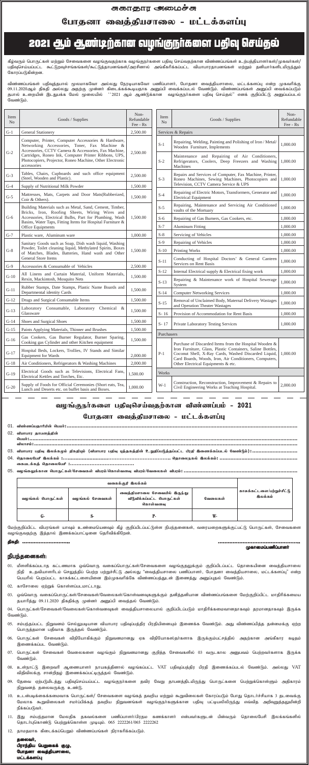# சுகாதார அமைச்சு

## போதனா வைத்தியசாலை - மட்டக்களப்பு

# 2021 ஆம் ஆண்டிற்கான வழங்குநர்களை பதிவு செய்தல்

கீழ்வரும் பொருட்கள் மற்றும் சேவைகளை வழங்குவதற்காக வழங்குநர்களை பதிவு செய்வதற்கான விண்ணப்பங்கள் உற்பத்தியாளர்கள்/முகவர்கள்/பதிவுசெய்யப்பட்ட கூட்டுறவுச்சங்கங்கள்/கூட்டுத்தாபனங்கள்/அரசினால் அங்கீகரிக்கப்பட்ட வியாபாரதாபனங்கள் மற்றும் தனியார்களிடமிருந்தும் கோரப்படுகின்றன.

விண்ணப்பங்கள் பதிவுத்தபால் மூலமாகவோ அல்லது நேரடியாகவோ பணிப்பாளர், போதனா வைத்தியசாலை, மட்டக்களப்பு என்ற முகவரிக்கு 09.11.2020ஆம் திகதி அல்லது அதற்கு முன்னர் கிடைக்கக்கூடியதாக அனுப்பி வைக்கப்படல் வேண்டும். விண்ணப்பங்கள் அனுப்பி வைக்கப்படும் தபால் உறையின் இடதுபக்க மேல் மூலையில் ''2021 ஆம் ஆண்டுக்கான வழங்குநர்களை பதிவு செய்தல்'' எனக் குறிப்பிட்டு அனுப்பப்படல் வேண்டும்.

| Item No | Goods / Supplies | Non-Refundable Fee - Rs |
|---|---|---|
| G-1 | General Stationery | 2,500.00 |
| G-2 | Computer, Printer, Computer Accessories & Hardware, Networking Accessories, Toner, Fax Machine & Accessories, CCTV Camera & Accessories, Fax Machine, Cartridges, Roneo Ink, Computer Printer Ribbons, UPS, Photocopiers, Projector, Roneo Machine, Other Electronic accessories | 2,500.00 |
| G-3 | Tables, Chairs, Cupboards and such office equipment (Steel, Wooden and Plastic). | 2,500.00 |
| G-4 | Supply of Nutritional Milk Powder | 1,500.00 |
| G-5 | Mattresses, Mats, Carpets and Door Mats(Rubberized, Coir & Others). | 1,500.00 |
| G-6 | Building Materials such as Metal, Sand, Cement, Timber, Bricks, Iron, Roofing Sheets, Wiring Wires and Accessories, Electrical Bulbs, Part for Plumbing, Wash Basins, Water Taps, Fitting Items for Hospital Furniture & Office Equipments | 1,500.00 |
| G-7 | Plastic ware, Aluminum ware | 1,000.00 |
| G-8 | Sanitary Goods such as Soap, Dish wash liquid, Washing Powder, Toilet cleaning liquid, Methylated Spirits, Boxes of Matches, Blades, Batteries, Hand wash and Other General Store Items | 1,500.00 |
| G-9 | Accessories & Consumable of Vehicles | 2,500.00 |
| G-10 | All Linens and Curtain Material, Uniform Materials, Rexin, Mackintosh, Mosquito Nets | 1,500.00 |
| G-11 | Rubber Stamps, Date Stamps, Plastic Name Boards and Departmental identity Cards | 1,500.00 |
| G-12 | Drugs and Surgical Consumable Items | 1,500.00 |
| G-13 | Laboratory Consumable, Laboratory Chemical & Glassware | 1,500.00 |
| G-14 | Shoes and Surgical Shoes | 1,500.00 |
| G-15 | Paints Applying Materials, Thinner and Brushes | 1,500.00 |
| G-16 | Gas Cookers, Gas Burner Regulator, Burner Sparing, Cooking gas Cylinder and other Kitchen equipment | 1,500.00 |
| G-17 | Hospital Beds, Lockers, Trollies, IV Stands and Similar Equipment for Wards | 2,000.00 |
| G-18 | Air Conditioners, Refrigerators & Washing Machines | 2,000.00 |
| G-19 | Electrical Goods such as Televisions, Electrical Fans, Electrical Kettles and Torches, Etc. | 1,500.00 |
| G-20 | Supply of Foods for Official Ceremonies (Short eats, Tea, Lunch and Deserts etc. on buffet basis and Boxes. | 1,000.00 |

| Item No | Goods / Supplies | Non-Refundable Fee - Rs |
|---|---|---|
| Services & Repairs | | |
| S-1 | Repairing, Welding, Painting and Polishing of Iron / Metal/ Wooden Furniture, Implements | 1,000.00 |
| S-2 | Maintenance and Repairing of Air Conditioners, Refrigerators, Coolers, Deep Freezers and Washing Machines | 1,000.00 |
| S-3 | Repairs and Services of Computer, Fax Machine, Printer, Roneo Machines, Sewing Machines, Photocopiers and Television, CCTV Camera Service & UPS | 1,000.00 |
| S-4 | Repairing of Electric Motors, Transformers, Generator and Electrical Equipment | 1,000.00 |
| S-5 | Repairing, Maintenance and Servicing Air Conditioned vaults of the Mortuary | 1,000.00 |
| S-6 | Repairing of Gas Burners, Gas Cookers, etc. | 1,000.00 |
| S-7 | Aluminum Fitting | 1,000.00 |
| S-8 | Servicing of Vehicles | 1,000.00 |
| S-9 | Repairing of Vehicles | 1,000.00 |
| S-10 | Printing Works | 1,000.00 |
| S-11 | Conducting of Hospital Doctors' & General Canteen Services on Rent Basis | 1,000.00 |
| S-12 | Internal Electrical supply & Electrical fixing work | 1,000.00 |
| S-13 | Repairing & Maintenance work of Hospital Sewerage System | 1,000.00 |
| S-14 | Computer Networking Services | 1,000.00 |
| S-15 | Removal of Unclaimed Body, Maternal Delivery Wastages and Operation Theater Wastages | 1,000.00 |
| S- 16 | Provision of Accommodation for Rent Basis | 1,000.00 |
| S- 17 | Private Laboratory Testing Services | 1,000.00 |
| Purchasers | | |
| P-1 | Purchase of Discarded Items from the Hospital Wooden & Iron Furniture, Glass, Plastic Containers, Saline Bottles, Coconut Shell, X-Ray Cards, Washed Discarded Liquid, Card Boards, Woods, Iron, Air Conditioners, Computers, Other Electrical Equipments & etc. | 1,000.00 |
| Works | | |
| W-1 | Construction, Reconstruction, Improvement & Repairs to Civil Engineering Works at Teaching Hospital. | 2,000.00 |

## வழங்குநர்களை பதிவுசெய்வதற்கான விண்ணப்பம் - 2021

### போதனா வைத்தியசாலை - மட்டக்களப்பு

01. விண்ணப்பதாரியின் பெயர்:..........................................................................

02. வியாபார தாபனத்தின்
பெயர்:..........................................................................
விலாசம்:..........................................................................

03. வியாபார பதிவு இலக்கமும் திகதியும் (வியாபார பதிவு பத்திரத்தின் உறுதிப்படுத்தப்பட்ட பிரதி இணைக்கப்படல் வேண்டும்):..........................

04. தொலைபேசி இலக்கம் :.............................................. தொலைநகல் இலக்கம்:..............................
கையடக்கத் தொலைபேசி :..............................................

05. வழங்கவுக்கான பொருட்கள்/சேவைகள் விபரம்/கொள்வனவு விபரம்/வேலைகள் விபரம்:..........................................

| வகைக்குறி இலக்கம் | | | | காசுக்கட்டளை/பற்றுச்சீட்டு இலக்கம் |
|---|---|---|---|---|
| வழங்கல் பொருட்கள் | வழங்கல் சேவைகள் | வைத்தியசாலை சேவையில் இருந்து விடுவிக்கப்பட்ட பொருட்கள் கொள்வனவு | வேலைகள் | |
| G- | S- | P- | W- | |

மேற்குறிப்பிட்ட விபரங்கள் யாவும் உண்மையெனவும் கீழ் குறிப்பிடப்பட்டுள்ள நிபந்தனைகள், வரையறைகளுக்குட்பட்டு பொருட்கள், சேவைகளை வழங்குவதற்கு இத்தால் இணக்கப்பாட்டினை தெரிவிக்கிறேன்.

திகதி: ..............................

..............................................
முகாமைப்பணிப்பாளர்

## நிபந்தனைகள்:

01. மீளளிக்கப்படாத கட்டணமாக ஒவ்வொரு வகைப்பொருட்கள்/சேவைகளை வழங்குதலுக்கும் குறிப்பிடப்பட்ட தொகையினை வைத்தியசாலை நிதி உதவியாளரிடம் செலுத்தி பெற்ற பற்றுச்சீட்டு அல்லது "வைத்தியசாலை பணிப்பாளர், போதனா வைத்தியசாலை, மட்டக்களப்பு" என்ற பெயரில் பெறப்பட்ட காசுக்கட்டளையினை இம்முகவரிக்கே விண்ணப்பத்துடன் இணைத்து அனுப்புதல் வேண்டும்.

02. காசோலை ஏற்றுக் கொள்ளப்படமாட்டாது.

03. ஒவ்வொரு வகைப்பொருட்கள்/சேவைகள்/வேலைகள்/கொள்வனவுகளுக்கும் தனித்தனியான விண்ணப்பங்களை மேற்குறிப்பிட்ட மாதிரிக்கமைய தயாரித்து 09.11.2020 திகதிக்கு முன்னர் அனுப்பி வைத்தல் வேண்டும்.

04. பொருட்கள்/சேவைகள்/வேலைகள்/கொள்வனவுகள் வைத்தியசாலையால் குறிப்பிடப்படும் மாதிரிக்கமைவானதாகவும் தரமானதாகவும் இருக்க வேண்டும்.

05. சம்பந்தப்பட்ட நிறுவனம் செல்லுபடியான வியாபார பதிவுபத்திர பிரதியினையும் இணைக்க வேண்டும். அது விண்ணப்பித்த தன்மைக்கு ஏற்ற பொருத்தமான பதிவாக இருத்தல் வேண்டும்.

06. பொருட்கள் சேவைகள் விநியோகிக்கும் நிறுவனமானது ஏக விநியோகஸ்தர்களாக இருக்கும்பட்சத்தில் அதற்கான அங்கீகார கடிதம் இணைக்கப்பட வேண்டும்.

07. பொருட்கள் சேவைகள் வேலைகளை வழங்கும் நிறுவனமானது குறித்த சேவைகளில் 03 வருடகால அனுபவம் பெற்றவர்களாக இருக்க வேண்டும்.

08. உள்நாட்டு இறைவரி ஆணையாளர் நாயகத்தினால் வழங்கப்பட்ட VAT பதிவுபத்திர பிரதி இணைக்கப்படல் வேண்டும். அல்லது VAT விதிவிலக்கு சான்றிதழ் இணைக்கப்பட்டிருத்தல் வேண்டும்.

09. தேவை ஏற்படுகிடத்து பதிவுசெய்யப்பட்ட வழங்குநர்களை தவிர வேறு தாபனத்திடமிருந்து பொருட்களை பெற்றுக்கொள்ளும் அதிகாரம் நிறுவனத் தலைவருக்கு உண்டு.

10. உடன்படிக்கைக்கமைவாக பொருட்கள்/ சேவைகளை வழங்கத் தவறிய மற்றும் கூறுவிலைகள் கோரப்படும் போது தொடர்ச்சியாக 3 தடவைக்கு மேலாக கூறுவிலைகள் சமர்ப்பிக்கத் தவறிய நிறுவனங்கள் வழங்குநர்களுக்கான பதிவு பட்டியலிலிருந்து எவ்வித அறிவுறுத்தலுமின்றி நீக்கப்படுவர்.

11. இது சம்பந்தமான மேலதிக தகவல்களை பணிப்பாளர்/பிரதம கணக்காளர் என்பவர்களுடன் பின்வரும் தொலைபேசி இலக்கங்களில் தொடர்புகொண்டு பெற்றுக்கொள்ள முடியும். 065 2222261/065 2222262

12. தாமதமாக கிடைக்கப்பெறும் விண்ணப்பங்கள் நிராகரிக்கப்படும்.

**தலைவர்,**
**பிராந்திய பெறுகைக் குழு,**
**போதனா வைத்தியசாலை,**
**மட்டக்களப்பு**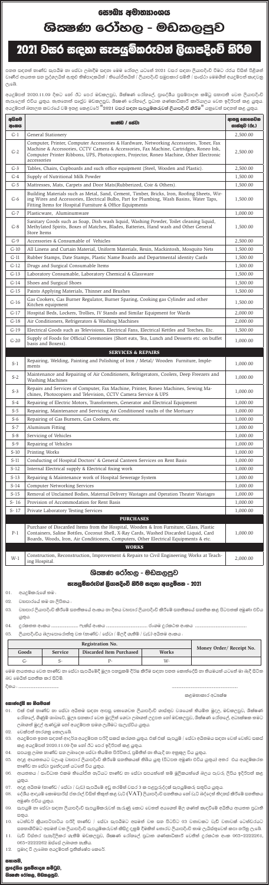# සෞඛ්‍ය අමාත්‍යාංශය

# ශික්ෂණ රෝහල - මඩකලපුව

# 2021 වසර සඳහා සැපයුම්කරුවන් ලියාපදිංචි කිරීම

සපයා සඳහන් භාණ්ඩ සැපයීම හා සේවා ලබාදීම සඳහා මෙම රෝහල වෙනුවෙන් 2021 වසර සඳහා ලියාපදිංචි වීමට රජය විසින් පිළිගත් වාණිජ ආයතන සහ පුද්ගලයින් ඇතුළු නිෂ්පාදකයින් / නියෝජිතයින් / ලියාපදිංචි සමුපකාර සමිති / සංස්ථා මෙමගින් අයදුම්පත් කැඳවනු ලැබේ.

අයදුම්පත් 2020.11.09 දිනට හෝ ඊට පෙර මඩකලපුව, ශික්ෂණ රෝහලේ, ප්‍රාදේශීය ප්‍රසම්පාදන කමිටු සභාපති වෙත ලියාපදිංචි තැපැලෙන් එවිය යුතුය. නැතහොත් සෘජුව මඩකලපුව, ශික්ෂණ රෝහලේ, ප්‍රධාන ගණකාධිකාරී කාර්යාලය වෙත ඉදිරිපත් කළ යුතුය. අයදුම්පත් බහාලන කවරයේ වම් ඉහළ කෙළවරේ **"2021 වසර සඳහා සැපයුම්කරුවන් ලියාපදිංචි කිරීම"** යනුවෙන් සඳහන් කළ යුතුය.

| අයිතම අංකය | භාණ්ඩ / සේවා | ආපසු නොගෙවන ගාස්තුව (රු.) |
|---|---|---|
| G-1 | General Stationery | 2,500.00 |
| G-2 | Computer, Printer, Computer Accessories & Hardware, Networking Accessories, Toner, Fax Machine & Accessories, CCTV Camera & Accessories, Fax Machine, Cartridges, Roneo Ink, Computer Printer Ribbons, UPS, Photocopiers, Projector, Roneo Machine, Other Electronic accessories | 2,500.00 |
| G-3 | Tables, Chairs, Cupboards and such office equipment (Steel, Wooden and Plastic). | 2,500.00 |
| G-4 | Supply of Nutritional Milk Powder | 1,500.00 |
| G-5 | Mattresses, Mats, Carpets and Door Mats(Rubberized, Coir & Others). | 1,500.00 |
| G-6 | Building Materials such as Metal, Sand, Cement, Timber, Bricks, Iron, Roofing Sheets, Wiring Wires and Accessories, Electrical Bulbs, Part for Plumbing, Wash Basins, Water Taps, Fitting Items for Hospital Furniture & Office Equipments | 1,500.00 |
| G-7 | Plasticware, Aluminumware | 1,000.00 |
| G-8 | Sanitary Goods such as Soap, Dish wash liquid, Washing Powder, Toilet cleaning liquid, Methylated Spirits, Boxes of Matches, Blades, Batteries, Hand wash and Other General Store Items | 1,500.00 |
| G-9 | Accessories & Consumable of Vehicles | 2,500.00 |
| G-10 | All Linens and Curtain Material, Uniform Materials, Rexin, Mackintosh, Mosquito Nets | 1,500.00 |
| G-11 | Rubber Stamps, Date Stamps, Plastic Name Boards and Departmental identity Cards | 1,500.00 |
| G-12 | Drugs and Surgical Consumable Items | 1,500.00 |
| G-13 | Laboratory Consumable, Laboratory Chemical & Glassware | 1,500.00 |
| G-14 | Shoes and Surgical Shoes | 1,500.00 |
| G-15 | Paints Applying Materials, Thinner and Brushes | 1,500.00 |
| G-16 | Gas Cookers, Gas Burner Regulator, Burner Sparing, Cooking gas Cylinder and other Kitchen equipment | 1,500.00 |
| G-17 | Hospital Beds, Lockers, Trollies, IV Stands and Similar Equipment for Wards | 2,000.00 |
| G-18 | Air Conditioners, Refrigerators & Washing Machines | 2,000.00 |
| G-19 | Electrical Goods such as Televisions, Electrical Fans, Electrical Kettles and Torches, Etc. | 1,500.00 |
| G-20 | Supply of Foods for Official Ceremonies (Short eats, Tea, Lunch and Desserts etc. on buffet basis and Boxes). | 1,000.00 |
| | **SERVICES & REPAIRS** | |
| S-1 | Repairing, Welding, Painting and Polishing of Iron / Metal/ Wooden Furniture, Implements | 1,000.00 |
| S-2 | Maintenance and Repairing of Air Conditioners, Refrigerators, Coolers, Deep Freezers and Washing Machines | 1,000.00 |
| S-3 | Repairs and Services of Computer, Fax Machine, Printer, Roneo Machines, Sewing Machines, Photocopiers and Television, CCTV Camera Service & UPS | 1,000.00 |
| S-4 | Repairing of Electric Motors, Transformers, Generator and Electrical Equipment | 1,000.00 |
| S-5 | Repairing, Maintenance and Servicing Air Conditioned vaults of the Mortuary | 1,000.00 |
| S-6 | Repairing of Gas Burners, Gas Cookers, etc. | 1,000.00 |
| S-7 | Aluminum Fitting | 1,000.00 |
| S-8 | Servicing of Vehicles | 1,000.00 |
| S-9 | Repairing of Vehicles | 1,000.00 |
| S-10 | Printing Works | 1,000.00 |
| S-11 | Conducting of Hospital Doctors' & General Canteen Services on Rent Basis | 1,000.00 |
| S-12 | Internal Electrical supply & Electrical fixing work | 1,000.00 |
| S-13 | Repairing & Maintenance work of Hospital Sewerage System | 1,000.00 |
| S-14 | Computer Networking Services | 1,000.00 |
| S-15 | Removal of Unclaimed Bodies, Maternal Delivery Wastages and Operation Theater Wastages | 1,000.00 |
| S-16 | Provision of Accommodation for Rent Basis | 1,000.00 |
| S-17 | Private Laboratory Testing Services | 1,000.00 |
| | **PURCHASES** | |
| P-1 | Purchase of Discarded Items from the Hospital, Wooden & Iron Furniture, Glass, Plastic Containers, Saline Bottles, Coconut Shell, X-Ray Cards, Washed Discarded Liquid, Card Boards, Woods, Iron, Air Conditioners, Computers, Other Electrical Equipments & etc. | 1,000.00 |
| | **WORKS** | |
| W-1 | Construction, Reconstruction, Improvement & Repairs to Civil Engineering Works at Teaching Hospital. | 2,000.00 |

## ශික්ෂණ රෝහල - මඩකලපුව

### සැපයුම්කරුවන් ලියාපදිංචි කිරීම සඳහා අයදුම්පත - 2021

01. අයදුම්කරුගේ නම :

02. ව්‍යාපාරයේ නම හා ලිපිනය :

03. ව්‍යාපාර ලියාපදිංචි කිරීමේ සහතිකයේ අංකය හා දිනය ව්‍යාපාර ලියාපදිංචි කිරීමේ සහතිකයේ සහතික කළ පිටපතක් අමුණා එවිය යුතුය.

04. දුරකතන අංකය .................. ෆැක්ස් අංකය .......................... ජංගම දුරකථන අංකය ..........................

05. ලියාපදිංචිය බලාපොරොත්තු වන (භාණ්ඩ / සේවා / මිලදී ගැනීම් / වැඩ) අයිතම අංකය :

| Registration No. | | | | Money Order/ Receipt No. |
|---|---|---|---|---|
| Goods | Service | Discarded Item Purchased | Works | |
| G- | S- | P- | W- | |

මෙම ආයතනය වෙත භාණ්ඩ හා සේවා සැපයීමේදී මුදල් පසුගෙවීම දීර්ඝ කිරීම සඳහා පහත කොන්දේසි හා නියමයන්ට යටත්ව මා බැඳී සිටින බව මෙයින් සහතික කර සිටිමි.

දිනය : ..........................

..........................................

කළමනාකරු අත්සන

#### කොන්දේසි හා නියමයන්

01. එක් එක් භාණ්ඩ හා සේවා අයිතම සඳහා ආපසු නොගෙවන ලියාපදිංචි ගාස්තුව වශයෙන් නියමිත මුදල, මඩකලපුව, ශික්ෂණ රෝහලේ, ගිණුම් ශාඛාවේ, මුදල් භාණ්ඩ වෙත ඉදිරිපත් කොට ලබාගත් ලදුපත හෝ මඩකලපුව, ශික්ෂණ රෝහලේ, අධ්‍යක්ෂක නමට ලබාගත් මුදල් ඇණවුම හෝ අයදුම්පත සමඟ ලබාදිය යුතුය.

02. චෙක්පත් භාරගනු නොලැබේ.

03. අයදුම්පත ඉහත සඳහන් ආදර්ශ අයදුම්පත පරිදි සකස් කරගත යුතුය. එක් එක් සැපයුම් / සේවා අයිතම සඳහා වෙන් වෙන් වශයෙන් අයදුම්පත් 2020.11.09 දින හෝ ඊට පෙර ඉදිරිපත් කළ යුතුය.

04. සපයනු ලබන භාණ්ඩ සහ ලබාදෙන සේවා නියමිත පිරිවිතර, ගුණාත්මක හා නියැදි හා අනුකූල විය යුතුය.

05. අදාළ ආයතනයට වලංගු ව්‍යාපාර ලියාපදිංචි කිරීමේ සහතිකයක් තිබිය යුතු (පිටපත අමුණා එවිය යුතුය) අතර එය අයදුම්කරන භාණ්ඩ හා සේවා වලට අදාළ විය යුතුය.

06. ආයතනය / සංවිධාන එකම නියෝජිත හැටියට භාණ්ඩ හා සේවා සපයන්නේ නම් බලයලත් ලිපියක පිටපතක් එවිය යුතුය.

07. අදාළ අයිතම (භාණ්ඩ / සේවා) සැපයීමේ අඩු තරමින් වසර 3 ක පළපුරුද්දක් තිබිය යුතුය.

08. දේශීය ආදායම් දෙපාර්තමේන්තුවේ එකතු කළ අගය බද්ද (VAT) ලියාපදිංචි සහතිකය හෝ වැට් බද්දෙන් නිදහස් කිරීමේ සහතිකය අමුණා එවිය යුතුය.

09. සැපයුම් හා සේවා සඳහා ලියාපදිංචි සැපයුම්කරුවන් තැරැන්නේ කොට වෙනත් අයෙකුගෙන් මිල ගණන් කැඳවීමේ අයිතිය ආයතන ප්‍රධානී සතුය.

10. වෙන්ඩර් ක්‍රියාපටිපාටිය පරිදි භාණ්ඩ / සේවා සැපයීමට අසමත් වන සහ පිටපත 03 වතාවකට වැඩි වතාවක් වෙන්ඩරයට සහභාගිවීමට අසමත් වන ලියාපදිංචි සැපයුම්කරුවන් කිසිදු දැනුම් දීමකින් තොරව ලියාපදිංචි නාම ලැයිස්තුවෙන් ඉවත් කරනු ලැබේ.

11. වැඩි විස්තර දැනගැනීමට ඇත්නම් මඩකලපුව, ශික්ෂණ රෝහලේ ප්‍රධාන ගණකාධිකාරී වෙතින් දුරකථන අංක 065-2222261, 065-2222262 ඔස්සේ ලබාගත හැකිය.

12. ප්‍රමාද වී ලැබෙන අයදුම්පත් ප්‍රතික්ෂේප කෙරේ.

**සභාපති,**
**ප්‍රාදේශීය ප්‍රසම්පාදන කමිටුව,**
**ශික්ෂණ රෝහල, මඩකලපුව.**